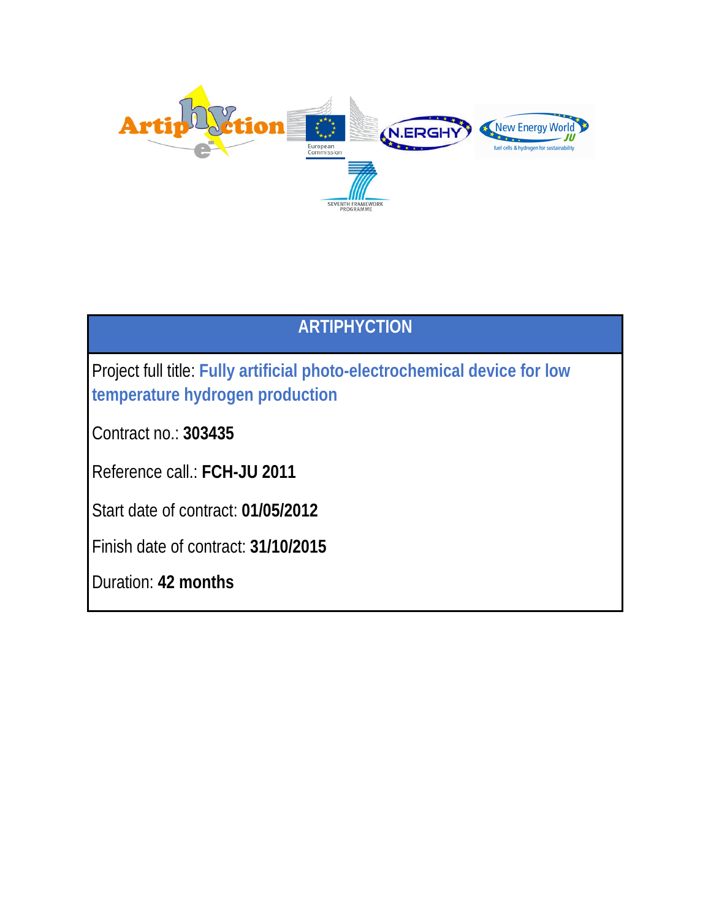# ARTIPHYCTION

Project full title: **Fully artificial photo-electrochemical device for low temperature hydrogen production**

Contract no.: **303435**

Reference call.: **FCH-JU 2011**

Start date of contract: **01/05/2012**

Finish date of contract: **31/10/2015**

Duration: **42 months**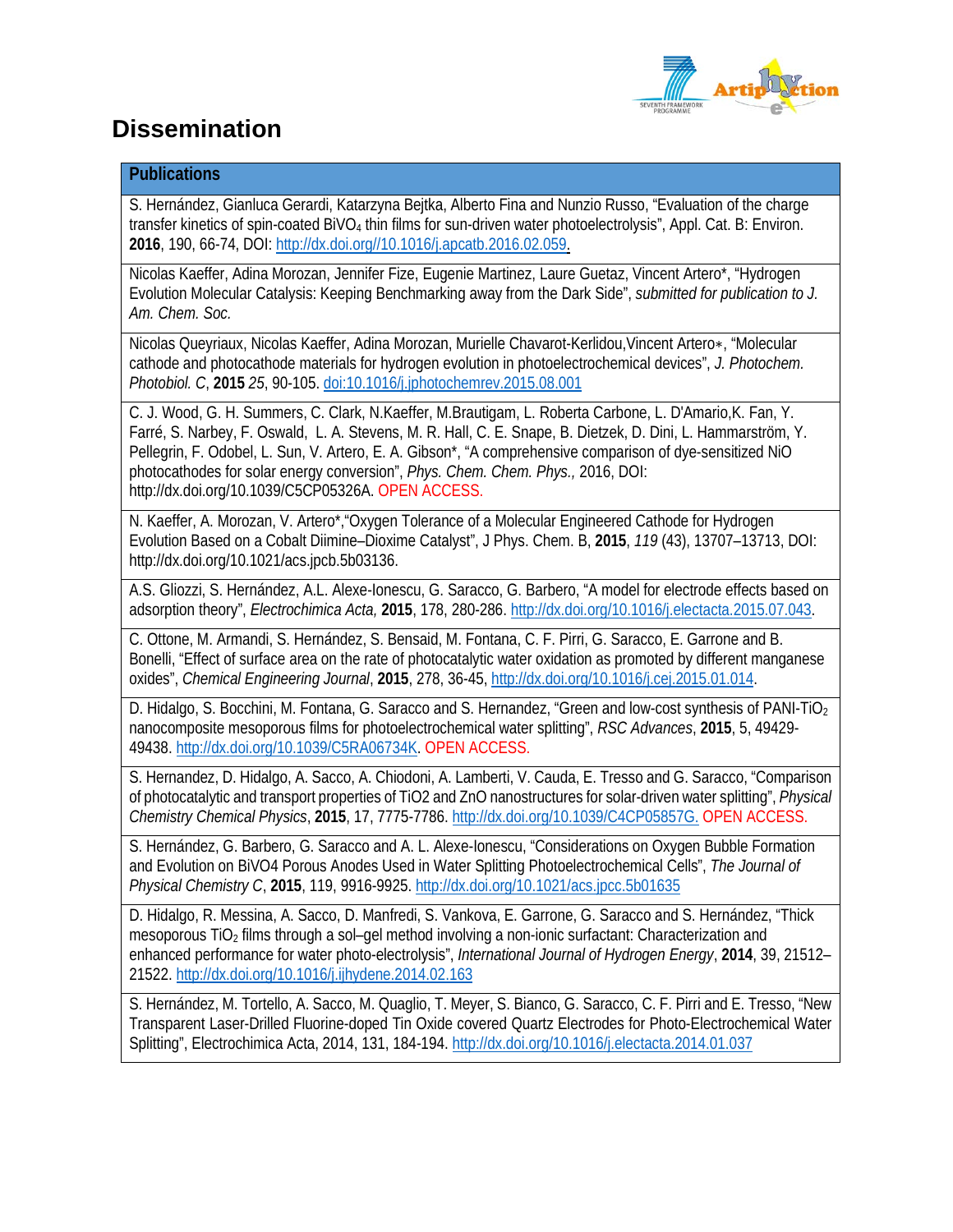# Dissemination

| Publications |
|---|
| S. Hernández, Gianluca Gerardi, Katarzyna Bejtka, Alberto Fina and Nunzio Russo, “Evaluation of the charge transfer kinetics of spin-coated $BiVO_4$ thin films for sun-driven water photoelectrolysis”, Appl. Cat. B: Environ. **2016**, 190, 66-74, DOI: http://dx.doi.org//10.1016/j.apcatb.2016.02.059. |
| Nicolas Kaeffer, Adina Morozan, Jennifer Fize, Eugenie Martinez, Laure Guetaz, Vincent Artero*, “Hydrogen Evolution Molecular Catalysis: Keeping Benchmarking away from the Dark Side”, *submitted for publication to J. Am. Chem. Soc.* |
| Nicolas Queyriaux, Nicolas Kaeffer, Adina Morozan, Murielle Chavarot-Kerlidou,Vincent Artero∗, “Molecular cathode and photocathode materials for hydrogen evolution in photoelectrochemical devices”, *J. Photochem. Photobiol. C*, **2015** *25*, 90-105. doi:10.1016/j.jphotochemrev.2015.08.001 |
| C. J. Wood, G. H. Summers, C. Clark, N.Kaeffer, M.Brautigam, L. Roberta Carbone, L. D'Amario,K. Fan, Y. Farré, S. Narbey, F. Oswald, L. A. Stevens, M. R. Hall, C. E. Snape, B. Dietzek, D. Dini, L. Hammarström, Y. Pellegrin, F. Odobel, L. Sun, V. Artero, E. A. Gibson*, “A comprehensive comparison of dye-sensitized NiO photocathodes for solar energy conversion”, *Phys. Chem. Chem. Phys.,* 2016, DOI: http://dx.doi.org/10.1039/C5CP05326A. OPEN ACCESS. |
| N. Kaeffer, A. Morozan, V. Artero*,“Oxygen Tolerance of a Molecular Engineered Cathode for Hydrogen Evolution Based on a Cobalt Diimine–Dioxime Catalyst”, J Phys. Chem. B, **2015**, *119* (43), 13707–13713, DOI: http://dx.doi.org/10.1021/acs.jpcb.5b03136. |
| A.S. Gliozzi, S. Hernández, A.L. Alexe-Ionescu, G. Saracco, G. Barbero, “A model for electrode effects based on adsorption theory”, *Electrochimica Acta,* **2015**, 178, 280-286. http://dx.doi.org/10.1016/j.electacta.2015.07.043. |
| C. Ottone, M. Armandi, S. Hernández, S. Bensaid, M. Fontana, C. F. Pirri, G. Saracco, E. Garrone and B. Bonelli, “Effect of surface area on the rate of photocatalytic water oxidation as promoted by different manganese oxides”, *Chemical Engineering Journal*, **2015**, 278, 36-45, http://dx.doi.org/10.1016/j.cej.2015.01.014. |
| D. Hidalgo, S. Bocchini, M. Fontana, G. Saracco and S. Hernandez, “Green and low-cost synthesis of PANI-$TiO_2$ nanocomposite mesoporous films for photoelectrochemical water splitting”, *RSC Advances*, **2015**, 5, 49429-49438. http://dx.doi.org/10.1039/C5RA06734K. OPEN ACCESS. |
| S. Hernandez, D. Hidalgo, A. Sacco, A. Chiodoni, A. Lamberti, V. Cauda, E. Tresso and G. Saracco, “Comparison of photocatalytic and transport properties of TiO2 and ZnO nanostructures for solar-driven water splitting”, *Physical Chemistry Chemical Physics*, **2015**, 17, 7775-7786. http://dx.doi.org/10.1039/C4CP05857G. OPEN ACCESS. |
| S. Hernández, G. Barbero, G. Saracco and A. L. Alexe-Ionescu, “Considerations on Oxygen Bubble Formation and Evolution on BiVO4 Porous Anodes Used in Water Splitting Photoelectrochemical Cells”, *The Journal of Physical Chemistry C*, **2015**, 119, 9916-9925. http://dx.doi.org/10.1021/acs.jpcc.5b01635 |
| D. Hidalgo, R. Messina, A. Sacco, D. Manfredi, S. Vankova, E. Garrone, G. Saracco and S. Hernández, “Thick mesoporous $TiO_2$ films through a sol–gel method involving a non-ionic surfactant: Characterization and enhanced performance for water photo-electrolysis”, *International Journal of Hydrogen Energy*, **2014**, 39, 21512–21522. http://dx.doi.org/10.1016/j.ijhydene.2014.02.163 |
| S. Hernández, M. Tortello, A. Sacco, M. Quaglio, T. Meyer, S. Bianco, G. Saracco, C. F. Pirri and E. Tresso, “New Transparent Laser-Drilled Fluorine-doped Tin Oxide covered Quartz Electrodes for Photo-Electrochemical Water Splitting”, Electrochimica Acta, 2014, 131, 184-194. http://dx.doi.org/10.1016/j.electacta.2014.01.037 |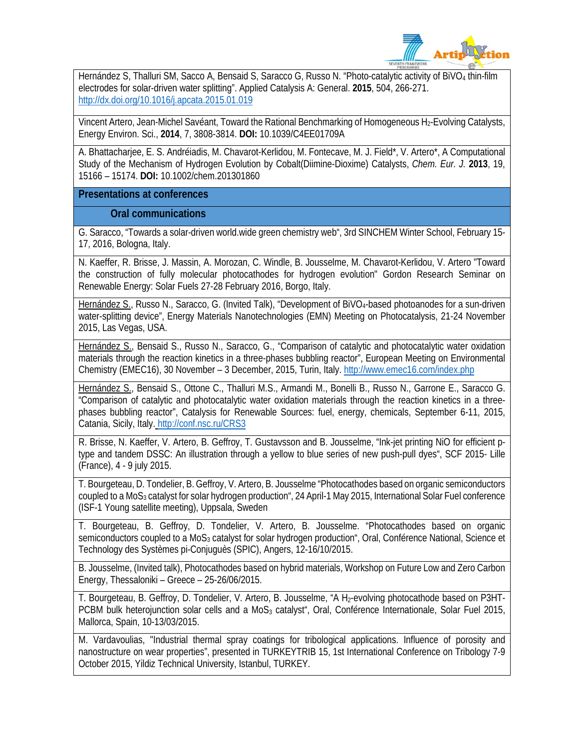Hernández S, Thalluri SM, Sacco A, Bensaid S, Saracco G, Russo N. "Photo-catalytic activity of $BiVO_4$ thin-film electrodes for solar-driven water splitting". Applied Catalysis A: General. **2015**, 504, 266-271. http://dx.doi.org/10.1016/j.apcata.2015.01.019

Vincent Artero, Jean-Michel Savéant, Toward the Rational Benchmarking of Homogeneous $H_2$-Evolving Catalysts, Energy Environ. Sci., **2014**, 7, 3808-3814. **DOI:** 10.1039/C4EE01709A

A. Bhattacharjee, E. S. Andréiadis, M. Chavarot-Kerlidou, M. Fontecave, M. J. Field*, V. Artero*, A Computational Study of the Mechanism of Hydrogen Evolution by Cobalt(Diimine-Dioxime) Catalysts, *Chem. Eur. J.* **2013**, 19, 15166 – 15174. **DOI:** 10.1002/chem.201301860

## Presentations at conferences

### Oral communications

G. Saracco, "Towards a solar-driven world.wide green chemistry web", 3rd SINCHEM Winter School, February 15-17, 2016, Bologna, Italy.

N. Kaeffer, R. Brisse, J. Massin, A. Morozan, C. Windle, B. Jousselme, M. Chavarot-Kerlidou, V. Artero "Toward the construction of fully molecular photocathodes for hydrogen evolution" Gordon Research Seminar on Renewable Energy: Solar Fuels 27-28 February 2016, Borgo, Italy.

Hernández S., Russo N., Saracco, G. (Invited Talk), "Development of $BiVO_4$-based photoanodes for a sun-driven water-splitting device", Energy Materials Nanotechnologies (EMN) Meeting on Photocatalysis, 21-24 November 2015, Las Vegas, USA.

Hernández S., Bensaid S., Russo N., Saracco, G., "Comparison of catalytic and photocatalytic water oxidation materials through the reaction kinetics in a three-phases bubbling reactor", European Meeting on Environmental Chemistry (EMEC16), 30 November – 3 December, 2015, Turin, Italy. http://www.emec16.com/index.php

Hernández S., Bensaid S., Ottone C., Thalluri M.S., Armandi M., Bonelli B., Russo N., Garrone E., Saracco G. "Comparison of catalytic and photocatalytic water oxidation materials through the reaction kinetics in a three-phases bubbling reactor", Catalysis for Renewable Sources: fuel, energy, chemicals, September 6-11, 2015, Catania, Sicily, Italy. http://conf.nsc.ru/CRS3

R. Brisse, N. Kaeffer, V. Artero, B. Geffroy, T. Gustavsson and B. Jousselme, "Ink-jet printing NiO for efficient p-type and tandem DSSC: An illustration through a yellow to blue series of new push-pull dyes", SCF 2015- Lille (France), 4 - 9 july 2015.

T. Bourgeteau, D. Tondelier, B. Geffroy, V. Artero, B. Jousselme "Photocathodes based on organic semiconductors coupled to a $MoS_3$ catalyst for solar hydrogen production", 24 April-1 May 2015, International Solar Fuel conference (ISF-1 Young satellite meeting), Uppsala, Sweden

T. Bourgeteau, B. Geffroy, D. Tondelier, V. Artero, B. Jousselme. "Photocathodes based on organic semiconductors coupled to a $MoS_3$ catalyst for solar hydrogen production", Oral, Conférence National, Science et Technology des Systèmes pi-Conjuguès (SPIC), Angers, 12-16/10/2015.

B. Jousselme, (Invited talk), Photocathodes based on hybrid materials, Workshop on Future Low and Zero Carbon Energy, Thessaloniki – Greece – 25-26/06/2015.

T. Bourgeteau, B. Geffroy, D. Tondelier, V. Artero, B. Jousselme, "A $H_2$-evolving photocathode based on P3HT-PCBM bulk heterojunction solar cells and a $MoS_3$ catalyst", Oral, Conférence Internationale, Solar Fuel 2015, Mallorca, Spain, 10-13/03/2015.

M. Vardavoulias, "Industrial thermal spray coatings for tribological applications. Influence of porosity and nanostructure on wear properties", presented in TURKEYTRIB 15, 1st International Conference on Tribology 7-9 October 2015, Yildiz Technical University, Istanbul, TURKEY.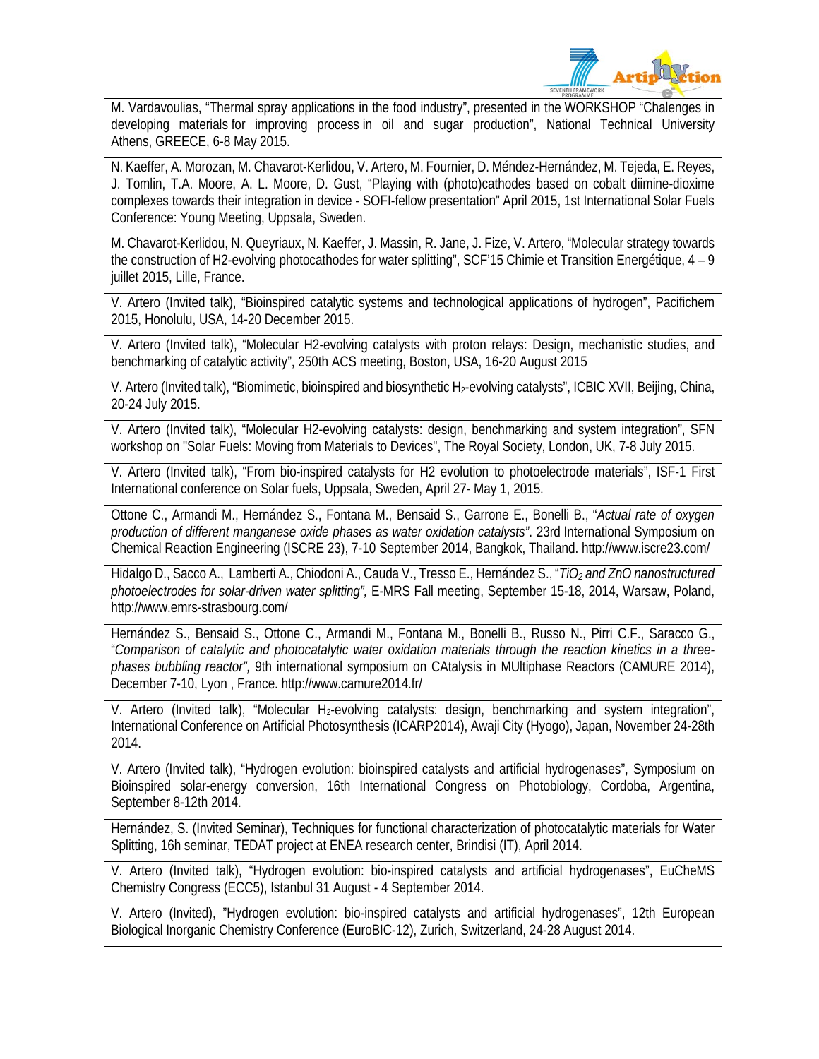| |
|---|
| M. Vardavoulias, "Thermal spray applications in the food industry", presented in the WORKSHOP "Chalenges in developing materials for improving process in oil and sugar production", National Technical University Athens, GREECE, 6-8 May 2015. |
| N. Kaeffer, A. Morozan, M. Chavarot-Kerlidou, V. Artero, M. Fournier, D. Méndez-Hernández, M. Tejeda, E. Reyes, J. Tomlin, T.A. Moore, A. L. Moore, D. Gust, "Playing with (photo)cathodes based on cobalt diimine-dioxime complexes towards their integration in device - SOFI-fellow presentation" April 2015, 1st International Solar Fuels Conference: Young Meeting, Uppsala, Sweden. |
| M. Chavarot-Kerlidou, N. Queyriaux, N. Kaeffer, J. Massin, R. Jane, J. Fize, V. Artero, "Molecular strategy towards the construction of H2-evolving photocathodes for water splitting", SCF'15 Chimie et Transition Energétique, 4 – 9 juillet 2015, Lille, France. |
| V. Artero (Invited talk), "Bioinspired catalytic systems and technological applications of hydrogen", Pacifichem 2015, Honolulu, USA, 14-20 December 2015. |
| V. Artero (Invited talk), "Molecular H2-evolving catalysts with proton relays: Design, mechanistic studies, and benchmarking of catalytic activity", 250th ACS meeting, Boston, USA, 16-20 August 2015 |
| V. Artero (Invited talk), "Biomimetic, bioinspired and biosynthetic $H_2$-evolving catalysts", ICBIC XVII, Beijing, China, 20-24 July 2015. |
| V. Artero (Invited talk), "Molecular H2-evolving catalysts: design, benchmarking and system integration", SFN workshop on "Solar Fuels: Moving from Materials to Devices", The Royal Society, London, UK, 7-8 July 2015. |
| V. Artero (Invited talk), "From bio-inspired catalysts for H2 evolution to photoelectrode materials", ISF-1 First International conference on Solar fuels, Uppsala, Sweden, April 27- May 1, 2015. |
| Ottone C., Armandi M., Hernández S., Fontana M., Bensaid S., Garrone E., Bonelli B., "*Actual rate of oxygen production of different manganese oxide phases as water oxidation catalysts*". 23rd International Symposium on Chemical Reaction Engineering (ISCRE 23), 7-10 September 2014, Bangkok, Thailand. http://www.iscre23.com/ |
| Hidalgo D., Sacco A., Lamberti A., Chiodoni A., Cauda V., Tresso E., Hernández S., "*$TiO_2$ and ZnO nanostructured photoelectrodes for solar-driven water splitting",* E-MRS Fall meeting, September 15-18, 2014, Warsaw, Poland, http://www.emrs-strasbourg.com/ |
| Hernández S., Bensaid S., Ottone C., Armandi M., Fontana M., Bonelli B., Russo N., Pirri C.F., Saracco G., "*Comparison of catalytic and photocatalytic water oxidation materials through the reaction kinetics in a three-phases bubbling reactor",* 9th international symposium on CAtalysis in MUltiphase Reactors (CAMURE 2014), December 7-10, Lyon , France. http://www.camure2014.fr/ |
| V. Artero (Invited talk), "Molecular $H_2$-evolving catalysts: design, benchmarking and system integration", International Conference on Artificial Photosynthesis (ICARP2014), Awaji City (Hyogo), Japan, November 24-28th 2014. |
| V. Artero (Invited talk), "Hydrogen evolution: bioinspired catalysts and artificial hydrogenases", Symposium on Bioinspired solar-energy conversion, 16th International Congress on Photobiology, Cordoba, Argentina, September 8-12th 2014. |
| Hernández, S. (Invited Seminar), Techniques for functional characterization of photocatalytic materials for Water Splitting, 16h seminar, TEDAT project at ENEA research center, Brindisi (IT), April 2014. |
| V. Artero (Invited talk), "Hydrogen evolution: bio-inspired catalysts and artificial hydrogenases", EuCheMS Chemistry Congress (ECC5), Istanbul 31 August - 4 September 2014. |
| V. Artero (Invited), "Hydrogen evolution: bio-inspired catalysts and artificial hydrogenases", 12th European Biological Inorganic Chemistry Conference (EuroBIC-12), Zurich, Switzerland, 24-28 August 2014. |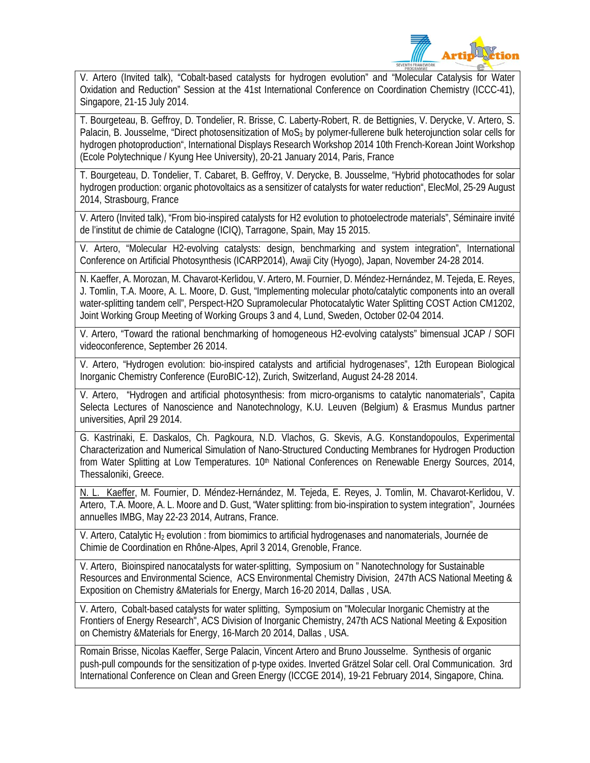V. Artero (Invited talk), "Cobalt-based catalysts for hydrogen evolution" and "Molecular Catalysis for Water Oxidation and Reduction" Session at the 41st International Conference on Coordination Chemistry (ICCC-41), Singapore, 21-15 July 2014.

T. Bourgeteau, B. Geffroy, D. Tondelier, R. Brisse, C. Laberty-Robert, R. de Bettignies, V. Derycke, V. Artero, S. Palacin, B. Jousselme, "Direct photosensitization of $MoS_3$ by polymer-fullerene bulk heterojunction solar cells for hydrogen photoproduction", International Displays Research Workshop 2014 10th French-Korean Joint Workshop (Ecole Polytechnique / Kyung Hee University), 20-21 January 2014, Paris, France

T. Bourgeteau, D. Tondelier, T. Cabaret, B. Geffroy, V. Derycke, B. Jousselme, "Hybrid photocathodes for solar hydrogen production: organic photovoltaics as a sensitizer of catalysts for water reduction", ElecMol, 25-29 August 2014, Strasbourg, France

V. Artero (Invited talk), "From bio-inspired catalysts for H2 evolution to photoelectrode materials", Séminaire invité de l'institut de chimie de Catalogne (ICIQ), Tarragone, Spain, May 15 2015.

V. Artero, "Molecular H2-evolving catalysts: design, benchmarking and system integration", International Conference on Artificial Photosynthesis (ICARP2014), Awaji City (Hyogo), Japan, November 24-28 2014.

N. Kaeffer, A. Morozan, M. Chavarot-Kerlidou, V. Artero, M. Fournier, D. Méndez-Hernández, M. Tejeda, E. Reyes, J. Tomlin, T.A. Moore, A. L. Moore, D. Gust, "Implementing molecular photo/catalytic components into an overall water-splitting tandem cell", Perspect-H2O Supramolecular Photocatalytic Water Splitting COST Action CM1202, Joint Working Group Meeting of Working Groups 3 and 4, Lund, Sweden, October 02-04 2014.

V. Artero, "Toward the rational benchmarking of homogeneous H2-evolving catalysts" bimensual JCAP / SOFI videoconference, September 26 2014.

V. Artero, "Hydrogen evolution: bio-inspired catalysts and artificial hydrogenases", 12th European Biological Inorganic Chemistry Conference (EuroBIC-12), Zurich, Switzerland, August 24-28 2014.

V. Artero, "Hydrogen and artificial photosynthesis: from micro-organisms to catalytic nanomaterials", Capita Selecta Lectures of Nanoscience and Nanotechnology, K.U. Leuven (Belgium) & Erasmus Mundus partner universities, April 29 2014.

G. Kastrinaki, E. Daskalos, Ch. Pagkoura, N.D. Vlachos, G. Skevis, A.G. Konstandopoulos, Experimental Characterization and Numerical Simulation of Nano-Structured Conducting Membranes for Hydrogen Production from Water Splitting at Low Temperatures. 10th National Conferences on Renewable Energy Sources, 2014, Thessaloniki, Greece.

N. L. Kaeffer, M. Fournier, D. Méndez-Hernández, M. Tejeda, E. Reyes, J. Tomlin, M. Chavarot-Kerlidou, V. Artero, T.A. Moore, A. L. Moore and D. Gust, "Water splitting: from bio-inspiration to system integration", Journées annuelles IMBG, May 22-23 2014, Autrans, France.

V. Artero, Catalytic $H_2$ evolution : from biomimics to artificial hydrogenases and nanomaterials, Journée de Chimie de Coordination en Rhône-Alpes, April 3 2014, Grenoble, France.

V. Artero, Bioinspired nanocatalysts for water-splitting, Symposium on " Nanotechnology for Sustainable Resources and Environmental Science, ACS Environmental Chemistry Division, 247th ACS National Meeting & Exposition on Chemistry &Materials for Energy, March 16-20 2014, Dallas , USA.

V. Artero, Cobalt-based catalysts for water splitting, Symposium on "Molecular Inorganic Chemistry at the Frontiers of Energy Research", ACS Division of Inorganic Chemistry, 247th ACS National Meeting & Exposition on Chemistry &Materials for Energy, 16-March 20 2014, Dallas , USA.

Romain Brisse, Nicolas Kaeffer, Serge Palacin, Vincent Artero and Bruno Jousselme. Synthesis of organic push-pull compounds for the sensitization of p-type oxides. Inverted Grätzel Solar cell. Oral Communication. 3rd International Conference on Clean and Green Energy (ICCGE 2014), 19-21 February 2014, Singapore, China.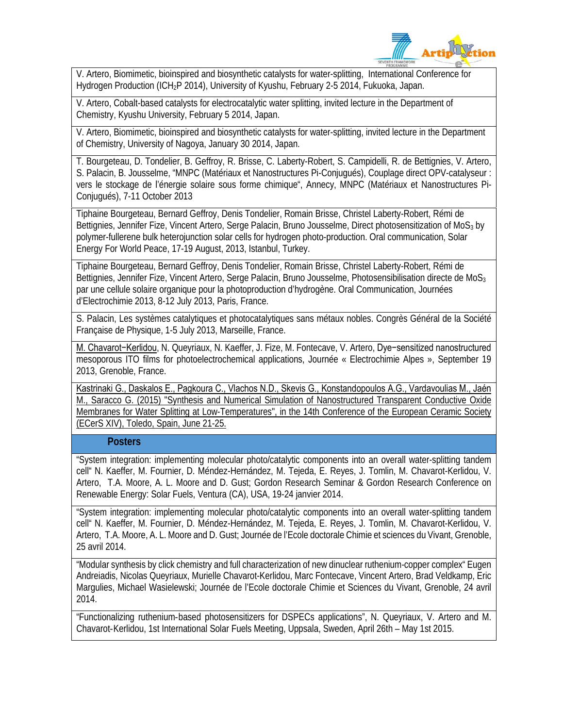| |
|---|
| V. Artero, Biomimetic, bioinspired and biosynthetic catalysts for water-splitting, International Conference for Hydrogen Production (ICH$_2$P 2014), University of Kyushu, February 2-5 2014, Fukuoka, Japan. |
| V. Artero, Cobalt-based catalysts for electrocatalytic water splitting, invited lecture in the Department of Chemistry, Kyushu University, February 5 2014, Japan. |
| V. Artero, Biomimetic, bioinspired and biosynthetic catalysts for water-splitting, invited lecture in the Department of Chemistry, University of Nagoya, January 30 2014, Japan. |
| T. Bourgeteau, D. Tondelier, B. Geffroy, R. Brisse, C. Laberty-Robert, S. Campidelli, R. de Bettignies, V. Artero, S. Palacin, B. Jousselme, "MNPC (Matériaux et Nanostructures Pi-Conjugués), Couplage direct OPV-catalyseur : vers le stockage de l'énergie solaire sous forme chimique", Annecy, MNPC (Matériaux et Nanostructures Pi-Conjugués), 7-11 October 2013 |
| Tiphaine Bourgeteau, Bernard Geffroy, Denis Tondelier, Romain Brisse, Christel Laberty-Robert, Rémi de Bettignies, Jennifer Fize, Vincent Artero, Serge Palacin, Bruno Jousselme, Direct photosensitization of $MoS_3$ by polymer-fullerene bulk heterojunction solar cells for hydrogen photo-production. Oral communication, Solar Energy For World Peace, 17-19 August, 2013, Istanbul, Turkey. |
| Tiphaine Bourgeteau, Bernard Geffroy, Denis Tondelier, Romain Brisse, Christel Laberty-Robert, Rémi de Bettignies, Jennifer Fize, Vincent Artero, Serge Palacin, Bruno Jousselme, Photosensibilisation directe de $MoS_3$ par une cellule solaire organique pour la photoproduction d'hydrogène. Oral Communication, Journées d'Electrochimie 2013, 8-12 July 2013, Paris, France. |
| S. Palacin, Les systèmes catalytiques et photocatalytiques sans métaux nobles. Congrès Général de la Société Française de Physique, 1-5 July 2013, Marseille, France. |
| M. Chavarot−Kerlidou, N. Queyriaux, N. Kaeffer, J. Fize, M. Fontecave, V. Artero, Dye−sensitized nanostructured mesoporous ITO films for photoelectrochemical applications, Journée « Electrochimie Alpes », September 19 2013, Grenoble, France. |
| Kastrinaki G., Daskalos E., Pagkoura C., Vlachos N.D., Skevis G., Konstandopoulos A.G., Vardavoulias M., Jaén M., Saracco G. (2015) "Synthesis and Numerical Simulation of Nanostructured Transparent Conductive Oxide Membranes for Water Splitting at Low-Temperatures", in the 14th Conference of the European Ceramic Society (ECerS XIV), Toledo, Spain, June 21-25. |
| **Posters** |
| "System integration: implementing molecular photo/catalytic components into an overall water-splitting tandem cell" N. Kaeffer, M. Fournier, D. Méndez-Hernández, M. Tejeda, E. Reyes, J. Tomlin, M. Chavarot-Kerlidou, V. Artero, T.A. Moore, A. L. Moore and D. Gust; Gordon Research Seminar & Gordon Research Conference on Renewable Energy: Solar Fuels, Ventura (CA), USA, 19-24 janvier 2014. |
| "System integration: implementing molecular photo/catalytic components into an overall water-splitting tandem cell" N. Kaeffer, M. Fournier, D. Méndez-Hernández, M. Tejeda, E. Reyes, J. Tomlin, M. Chavarot-Kerlidou, V. Artero, T.A. Moore, A. L. Moore and D. Gust; Journée de l'Ecole doctorale Chimie et sciences du Vivant, Grenoble, 25 avril 2014. |
| "Modular synthesis by click chemistry and full characterization of new dinuclear ruthenium-copper complex" Eugen Andreiadis, Nicolas Queyriaux, Murielle Chavarot-Kerlidou, Marc Fontecave, Vincent Artero, Brad Veldkamp, Eric Margulies, Michael Wasielewski; Journée de l'Ecole doctorale Chimie et Sciences du Vivant, Grenoble, 24 avril 2014. |
| "Functionalizing ruthenium-based photosensitizers for DSPECs applications", N. Queyriaux, V. Artero and M. Chavarot-Kerlidou, 1st International Solar Fuels Meeting, Uppsala, Sweden, April 26th – May 1st 2015. |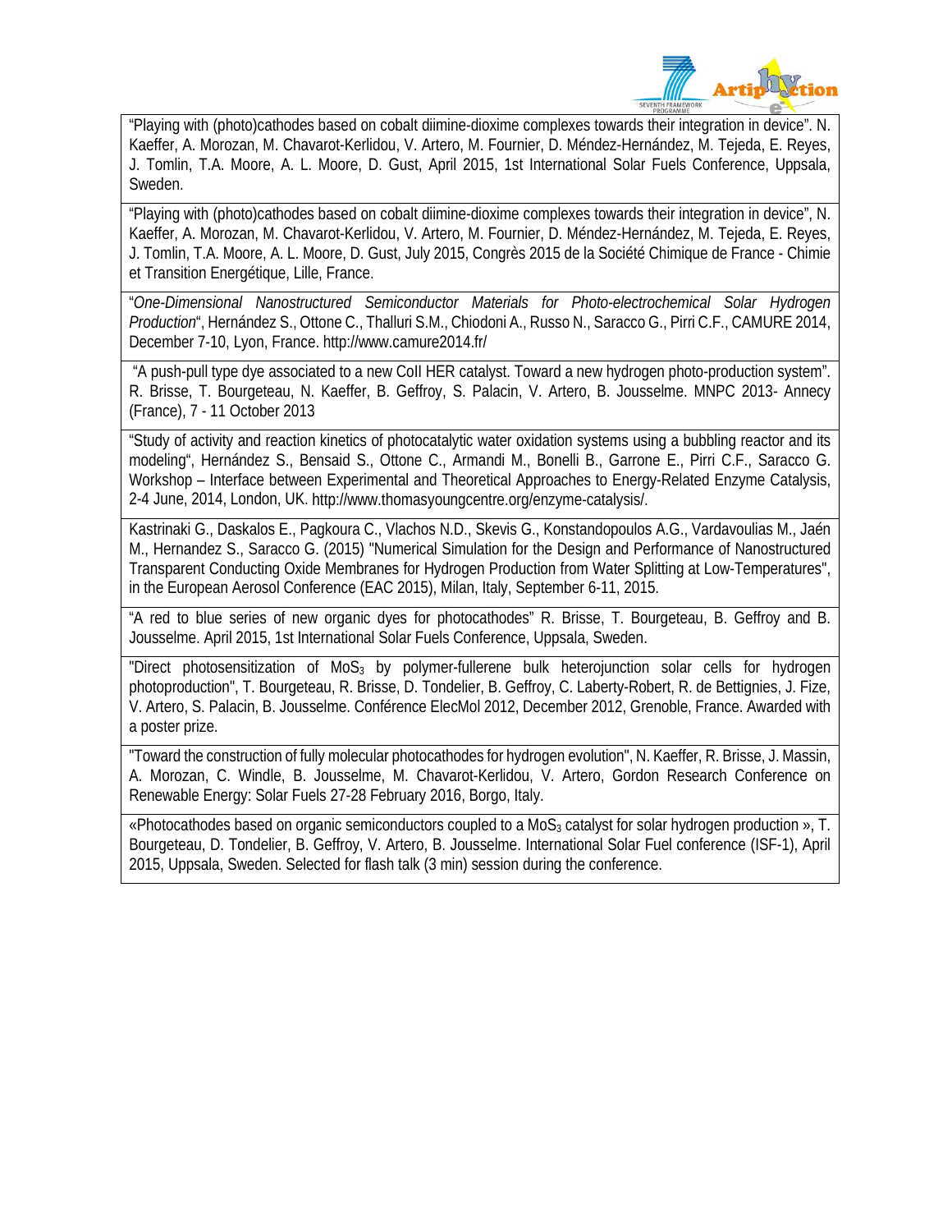| |
|---|
| “Playing with (photo)cathodes based on cobalt diimine-dioxime complexes towards their integration in device”. N. Kaeffer, A. Morozan, M. Chavarot-Kerlidou, V. Artero, M. Fournier, D. Méndez-Hernández, M. Tejeda, E. Reyes, J. Tomlin, T.A. Moore, A. L. Moore, D. Gust, April 2015, 1st International Solar Fuels Conference, Uppsala, Sweden. |
| “Playing with (photo)cathodes based on cobalt diimine-dioxime complexes towards their integration in device”, N. Kaeffer, A. Morozan, M. Chavarot-Kerlidou, V. Artero, M. Fournier, D. Méndez-Hernández, M. Tejeda, E. Reyes, J. Tomlin, T.A. Moore, A. L. Moore, D. Gust, July 2015, Congrès 2015 de la Société Chimique de France - Chimie et Transition Energétique, Lille, France. |
| “*One-Dimensional Nanostructured Semiconductor Materials for Photo-electrochemical Solar Hydrogen Production*“, Hernández S., Ottone C., Thalluri S.M., Chiodoni A., Russo N., Saracco G., Pirri C.F., CAMURE 2014, December 7-10, Lyon, France. http://www.camure2014.fr/ |
| “A push-pull type dye associated to a new CoII HER catalyst. Toward a new hydrogen photo-production system”. R. Brisse, T. Bourgeteau, N. Kaeffer, B. Geffroy, S. Palacin, V. Artero, B. Jousselme. MNPC 2013- Annecy (France), 7 - 11 October 2013 |
| “Study of activity and reaction kinetics of photocatalytic water oxidation systems using a bubbling reactor and its modeling“, Hernández S., Bensaid S., Ottone C., Armandi M., Bonelli B., Garrone E., Pirri C.F., Saracco G. Workshop – Interface between Experimental and Theoretical Approaches to Energy-Related Enzyme Catalysis, 2-4 June, 2014, London, UK. http://www.thomasyoungcentre.org/enzyme-catalysis/. |
| Kastrinaki G., Daskalos E., Pagkoura C., Vlachos N.D., Skevis G., Konstandopoulos A.G., Vardavoulias M., Jaén M., Hernandez S., Saracco G. (2015) "Numerical Simulation for the Design and Performance of Nanostructured Transparent Conducting Oxide Membranes for Hydrogen Production from Water Splitting at Low-Temperatures", in the European Aerosol Conference (EAC 2015), Milan, Italy, September 6-11, 2015. |
| “A red to blue series of new organic dyes for photocathodes” R. Brisse, T. Bourgeteau, B. Geffroy and B. Jousselme. April 2015, 1st International Solar Fuels Conference, Uppsala, Sweden. |
| "Direct photosensitization of $MoS_3$ by polymer-fullerene bulk heterojunction solar cells for hydrogen photoproduction", T. Bourgeteau, R. Brisse, D. Tondelier, B. Geffroy, C. Laberty-Robert, R. de Bettignies, J. Fize, V. Artero, S. Palacin, B. Jousselme. Conférence ElecMol 2012, December 2012, Grenoble, France. Awarded with a poster prize. |
| "Toward the construction of fully molecular photocathodes for hydrogen evolution", N. Kaeffer, R. Brisse, J. Massin, A. Morozan, C. Windle, B. Jousselme, M. Chavarot-Kerlidou, V. Artero, Gordon Research Conference on Renewable Energy: Solar Fuels 27-28 February 2016, Borgo, Italy. |
| «Photocathodes based on organic semiconductors coupled to a $MoS_3$ catalyst for solar hydrogen production », T. Bourgeteau, D. Tondelier, B. Geffroy, V. Artero, B. Jousselme. International Solar Fuel conference (ISF-1), April 2015, Uppsala, Sweden. Selected for flash talk (3 min) session during the conference. |